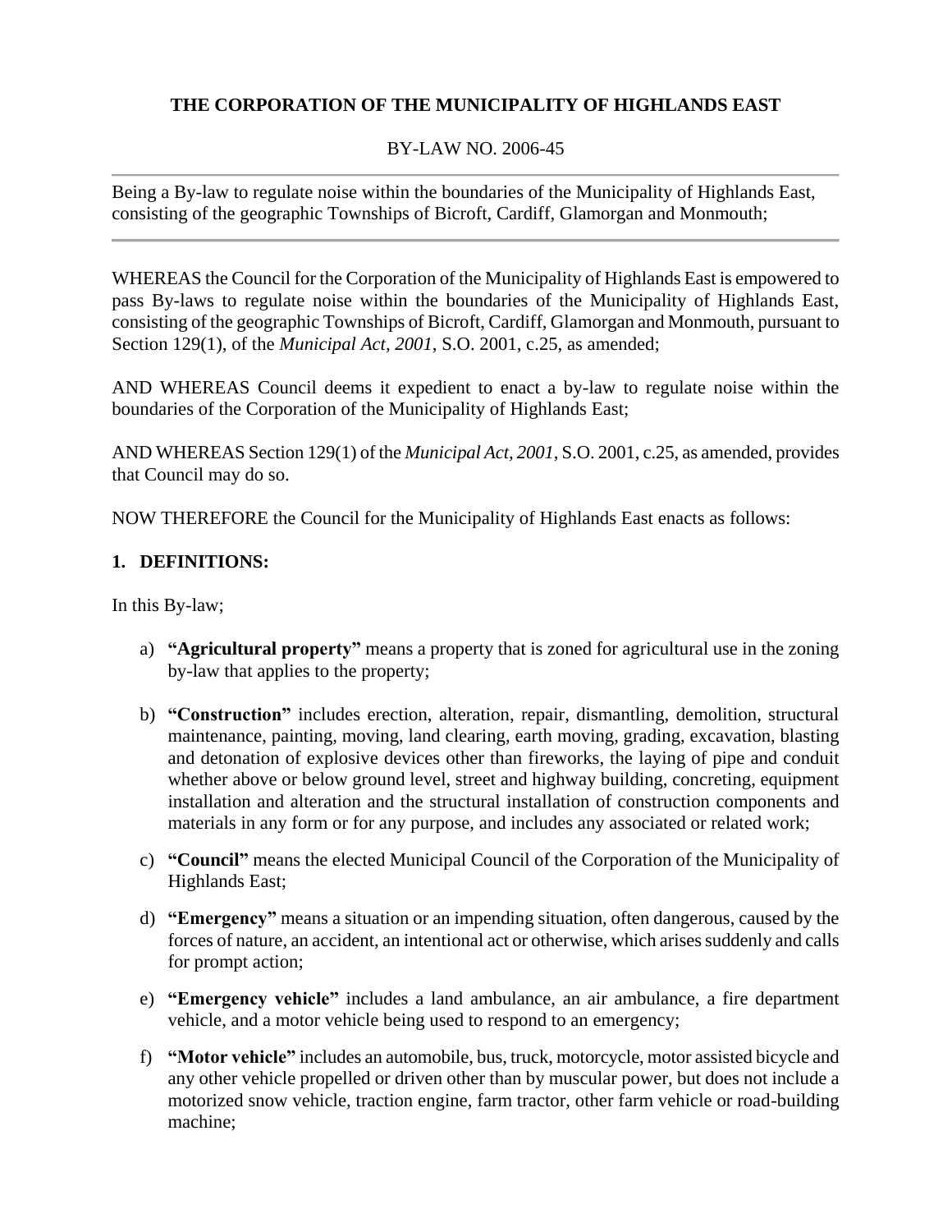**THE CORPORATION OF THE MUNICIPALITY OF HIGHLANDS EAST**

BY-LAW NO. 2006-45

---

Being a By-law to regulate noise within the boundaries of the Municipality of Highlands East, consisting of the geographic Townships of Bicroft, Cardiff, Glamorgan and Monmouth;

---

WHEREAS the Council for the Corporation of the Municipality of Highlands East is empowered to pass By-laws to regulate noise within the boundaries of the Municipality of Highlands East, consisting of the geographic Townships of Bicroft, Cardiff, Glamorgan and Monmouth, pursuant to Section 129(1), of the *Municipal Act, 2001*, S.O. 2001, c.25, as amended;

AND WHEREAS Council deems it expedient to enact a by-law to regulate noise within the boundaries of the Corporation of the Municipality of Highlands East;

AND WHEREAS Section 129(1) of the *Municipal Act, 2001*, S.O. 2001, c.25, as amended, provides that Council may do so.

NOW THEREFORE the Council for the Municipality of Highlands East enacts as follows:

## 1. DEFINITIONS:

In this By-law;

a) **"Agricultural property"** means a property that is zoned for agricultural use in the zoning by-law that applies to the property;

b) **"Construction"** includes erection, alteration, repair, dismantling, demolition, structural maintenance, painting, moving, land clearing, earth moving, grading, excavation, blasting and detonation of explosive devices other than fireworks, the laying of pipe and conduit whether above or below ground level, street and highway building, concreting, equipment installation and alteration and the structural installation of construction components and materials in any form or for any purpose, and includes any associated or related work;

c) **"Council"** means the elected Municipal Council of the Corporation of the Municipality of Highlands East;

d) **"Emergency"** means a situation or an impending situation, often dangerous, caused by the forces of nature, an accident, an intentional act or otherwise, which arises suddenly and calls for prompt action;

e) **"Emergency vehicle"** includes a land ambulance, an air ambulance, a fire department vehicle, and a motor vehicle being used to respond to an emergency;

f) **"Motor vehicle"** includes an automobile, bus, truck, motorcycle, motor assisted bicycle and any other vehicle propelled or driven other than by muscular power, but does not include a motorized snow vehicle, traction engine, farm tractor, other farm vehicle or road-building machine;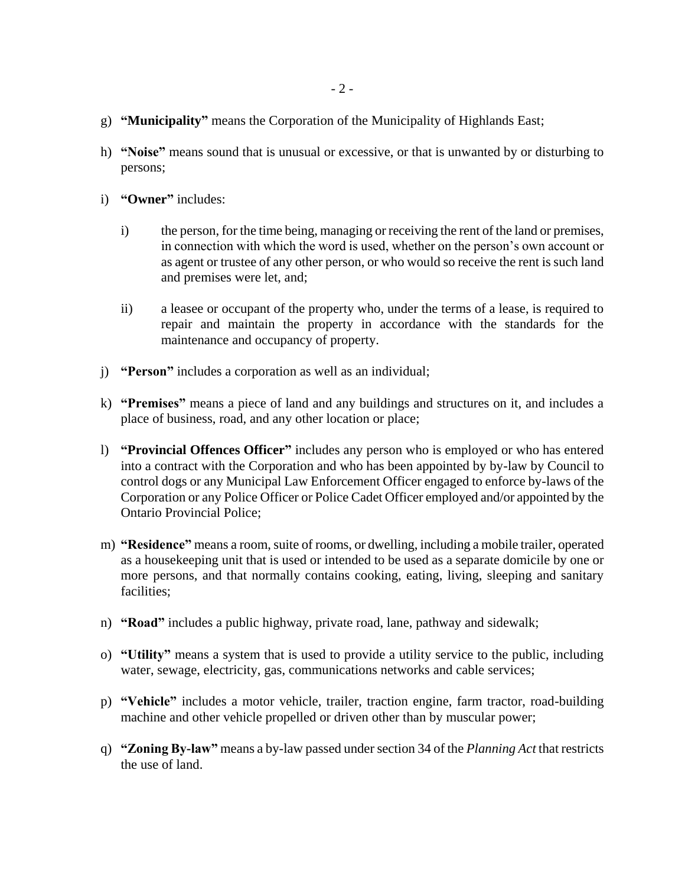g) **"Municipality"** means the Corporation of the Municipality of Highlands East;

h) **"Noise"** means sound that is unusual or excessive, or that is unwanted by or disturbing to persons;

i) **"Owner"** includes:

   i) the person, for the time being, managing or receiving the rent of the land or premises, in connection with which the word is used, whether on the person's own account or as agent or trustee of any other person, or who would so receive the rent is such land and premises were let, and;

   ii) a leasee or occupant of the property who, under the terms of a lease, is required to repair and maintain the property in accordance with the standards for the maintenance and occupancy of property.

j) **"Person"** includes a corporation as well as an individual;

k) **"Premises"** means a piece of land and any buildings and structures on it, and includes a place of business, road, and any other location or place;

l) **"Provincial Offences Officer"** includes any person who is employed or who has entered into a contract with the Corporation and who has been appointed by by-law by Council to control dogs or any Municipal Law Enforcement Officer engaged to enforce by-laws of the Corporation or any Police Officer or Police Cadet Officer employed and/or appointed by the Ontario Provincial Police;

m) **"Residence"** means a room, suite of rooms, or dwelling, including a mobile trailer, operated as a housekeeping unit that is used or intended to be used as a separate domicile by one or more persons, and that normally contains cooking, eating, living, sleeping and sanitary facilities;

n) **"Road"** includes a public highway, private road, lane, pathway and sidewalk;

o) **"Utility"** means a system that is used to provide a utility service to the public, including water, sewage, electricity, gas, communications networks and cable services;

p) **"Vehicle"** includes a motor vehicle, trailer, traction engine, farm tractor, road-building machine and other vehicle propelled or driven other than by muscular power;

q) **"Zoning By-law"** means a by-law passed under section 34 of the *Planning Act* that restricts the use of land.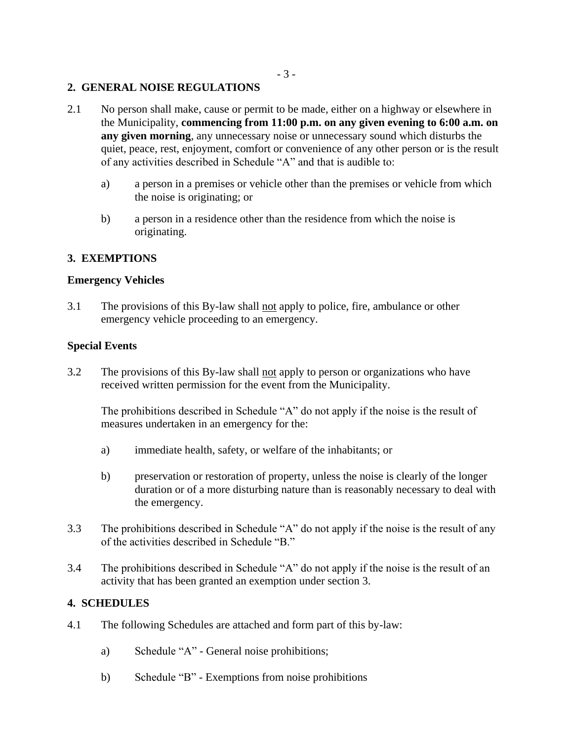## 2. GENERAL NOISE REGULATIONS

2.1 No person shall make, cause or permit to be made, either on a highway or elsewhere in the Municipality, **commencing from 11:00 p.m. on any given evening to 6:00 a.m. on any given morning**, any unnecessary noise or unnecessary sound which disturbs the quiet, peace, rest, enjoyment, comfort or convenience of any other person or is the result of any activities described in Schedule "A" and that is audible to:

a) a person in a premises or vehicle other than the premises or vehicle from which the noise is originating; or

b) a person in a residence other than the residence from which the noise is originating.

## 3. EXEMPTIONS

### Emergency Vehicles

3.1 The provisions of this By-law shall not apply to police, fire, ambulance or other emergency vehicle proceeding to an emergency.

### Special Events

3.2 The provisions of this By-law shall not apply to person or organizations who have received written permission for the event from the Municipality.

The prohibitions described in Schedule "A" do not apply if the noise is the result of measures undertaken in an emergency for the:

a) immediate health, safety, or welfare of the inhabitants; or

b) preservation or restoration of property, unless the noise is clearly of the longer duration or of a more disturbing nature than is reasonably necessary to deal with the emergency.

3.3 The prohibitions described in Schedule "A" do not apply if the noise is the result of any of the activities described in Schedule "B."

3.4 The prohibitions described in Schedule "A" do not apply if the noise is the result of an activity that has been granted an exemption under section 3.

## 4. SCHEDULES

4.1 The following Schedules are attached and form part of this by-law:

a) Schedule "A" - General noise prohibitions;

b) Schedule "B" - Exemptions from noise prohibitions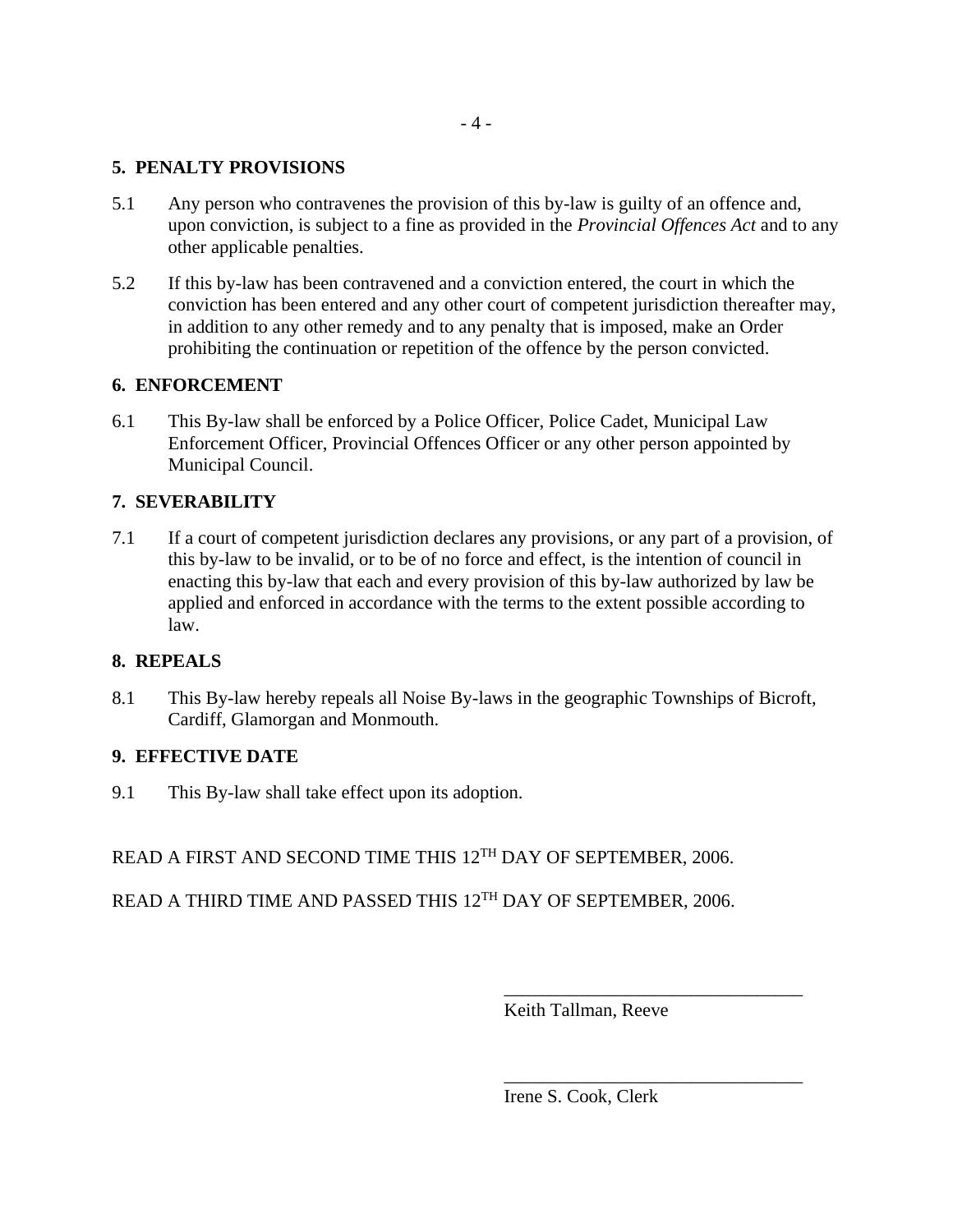**5. PENALTY PROVISIONS**

5.1 Any person who contravenes the provision of this by-law is guilty of an offence and, upon conviction, is subject to a fine as provided in the *Provincial Offences Act* and to any other applicable penalties.

5.2 If this by-law has been contravened and a conviction entered, the court in which the conviction has been entered and any other court of competent jurisdiction thereafter may, in addition to any other remedy and to any penalty that is imposed, make an Order prohibiting the continuation or repetition of the offence by the person convicted.

**6. ENFORCEMENT**

6.1 This By-law shall be enforced by a Police Officer, Police Cadet, Municipal Law Enforcement Officer, Provincial Offences Officer or any other person appointed by Municipal Council.

**7. SEVERABILITY**

7.1 If a court of competent jurisdiction declares any provisions, or any part of a provision, of this by-law to be invalid, or to be of no force and effect, is the intention of council in enacting this by-law that each and every provision of this by-law authorized by law be applied and enforced in accordance with the terms to the extent possible according to law.

**8. REPEALS**

8.1 This By-law hereby repeals all Noise By-laws in the geographic Townships of Bicroft, Cardiff, Glamorgan and Monmouth.

**9. EFFECTIVE DATE**

9.1 This By-law shall take effect upon its adoption.

READ A FIRST AND SECOND TIME THIS 12TH DAY OF SEPTEMBER, 2006.

READ A THIRD TIME AND PASSED THIS 12TH DAY OF SEPTEMBER, 2006.

\_\_\_\_\_\_\_\_\_\_\_\_\_\_\_\_\_\_\_\_\_\_\_\_\_\_\_\_\_\_\_\_
Keith Tallman, Reeve

\_\_\_\_\_\_\_\_\_\_\_\_\_\_\_\_\_\_\_\_\_\_\_\_\_\_\_\_\_\_\_\_
Irene S. Cook, Clerk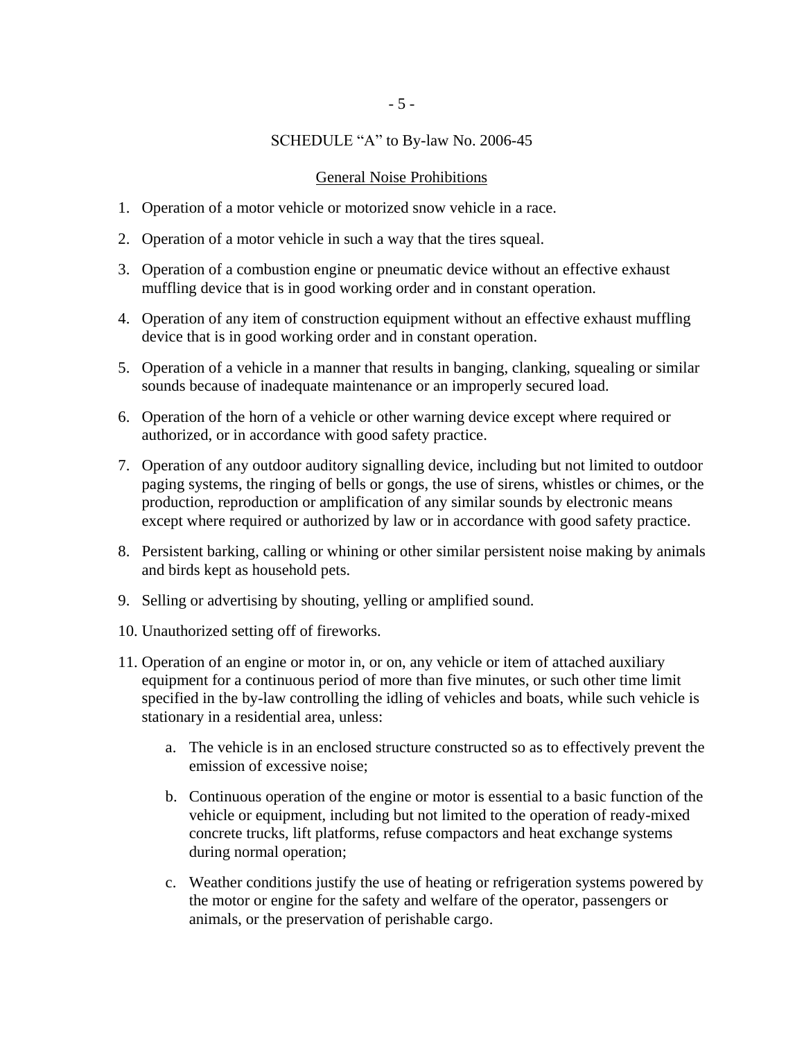## SCHEDULE "A" to By-law No. 2006-45

### General Noise Prohibitions

1. Operation of a motor vehicle or motorized snow vehicle in a race.

2. Operation of a motor vehicle in such a way that the tires squeal.

3. Operation of a combustion engine or pneumatic device without an effective exhaust muffling device that is in good working order and in constant operation.

4. Operation of any item of construction equipment without an effective exhaust muffling device that is in good working order and in constant operation.

5. Operation of a vehicle in a manner that results in banging, clanking, squealing or similar sounds because of inadequate maintenance or an improperly secured load.

6. Operation of the horn of a vehicle or other warning device except where required or authorized, or in accordance with good safety practice.

7. Operation of any outdoor auditory signalling device, including but not limited to outdoor paging systems, the ringing of bells or gongs, the use of sirens, whistles or chimes, or the production, reproduction or amplification of any similar sounds by electronic means except where required or authorized by law or in accordance with good safety practice.

8. Persistent barking, calling or whining or other similar persistent noise making by animals and birds kept as household pets.

9. Selling or advertising by shouting, yelling or amplified sound.

10. Unauthorized setting off of fireworks.

11. Operation of an engine or motor in, or on, any vehicle or item of attached auxiliary equipment for a continuous period of more than five minutes, or such other time limit specified in the by-law controlling the idling of vehicles and boats, while such vehicle is stationary in a residential area, unless:

    a. The vehicle is in an enclosed structure constructed so as to effectively prevent the emission of excessive noise;

    b. Continuous operation of the engine or motor is essential to a basic function of the vehicle or equipment, including but not limited to the operation of ready-mixed concrete trucks, lift platforms, refuse compactors and heat exchange systems during normal operation;

    c. Weather conditions justify the use of heating or refrigeration systems powered by the motor or engine for the safety and welfare of the operator, passengers or animals, or the preservation of perishable cargo.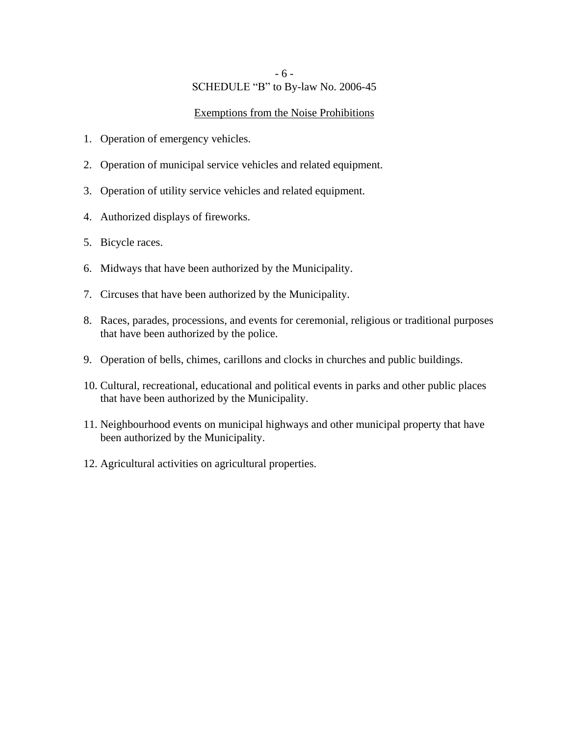# SCHEDULE "B" to By-law No. 2006-45

## Exemptions from the Noise Prohibitions

1. Operation of emergency vehicles.
2. Operation of municipal service vehicles and related equipment.
3. Operation of utility service vehicles and related equipment.
4. Authorized displays of fireworks.
5. Bicycle races.
6. Midways that have been authorized by the Municipality.
7. Circuses that have been authorized by the Municipality.
8. Races, parades, processions, and events for ceremonial, religious or traditional purposes that have been authorized by the police.
9. Operation of bells, chimes, carillons and clocks in churches and public buildings.
10. Cultural, recreational, educational and political events in parks and other public places that have been authorized by the Municipality.
11. Neighbourhood events on municipal highways and other municipal property that have been authorized by the Municipality.
12. Agricultural activities on agricultural properties.